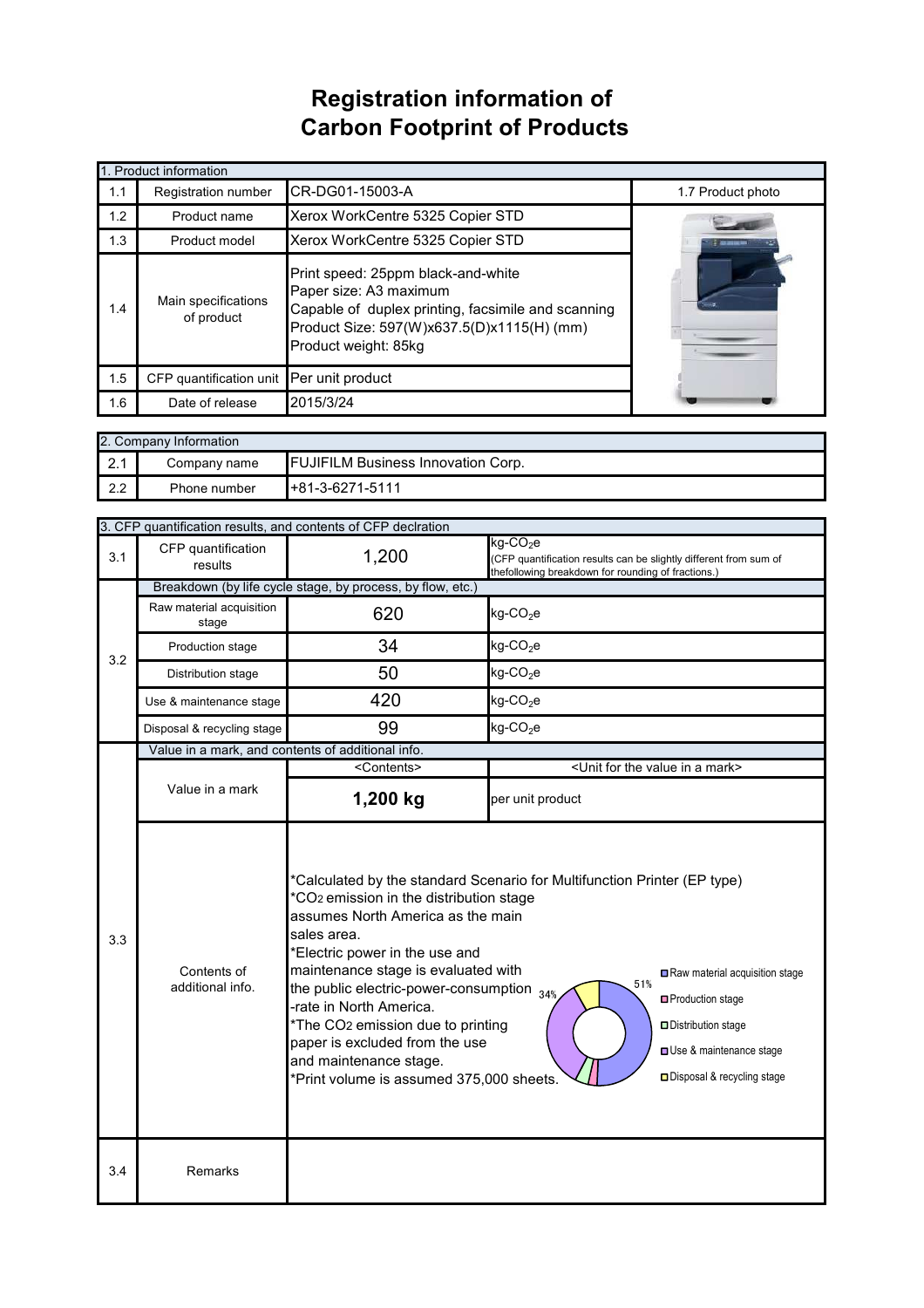# Registration information of Carbon Footprint of Products

| 1. Product information | | | |
|---|---|---|---|
| 1.1 | Registration number | CR-DG01-15003-A | 1.7 Product photo |
| 1.2 | Product name | Xerox WorkCentre 5325 Copier STD | |
| 1.3 | Product model | Xerox WorkCentre 5325 Copier STD | |
| 1.4 | Main specifications of product | Print speed: 25ppm black-and-white<br>Paper size: A3 maximum<br>Capable of duplex printing, facsimile and scanning<br>Product Size: 597(W)x637.5(D)x1115(H) (mm)<br>Product weight: 85kg | |
| 1.5 | CFP quantification unit | Per unit product | |
| 1.6 | Date of release | 2015/3/24 | |

| 2. Company Information | | |
|---|---|---|
| 2.1 | Company name | FUJIFILM Business Innovation Corp. |
| 2.2 | Phone number | +81-3-6271-5111 |

| 3. CFP quantification results, and contents of CFP declration | | | |
|---|---|---|---|
| 3.1 | CFP quantification results | 1,200 | kg-$CO_2$e<br>(CFP quantification results can be slightly different from sum of thefollowing breakdown for rounding of fractions.) |
| 3.2 | Breakdown (by life cycle stage, by process, by flow, etc.) | | |
| | Raw material acquisition stage | 620 | kg-$CO_2$e |
| | Production stage | 34 | kg-$CO_2$e |
| | Distribution stage | 50 | kg-$CO_2$e |
| | Use & maintenance stage | 420 | kg-$CO_2$e |
| | Disposal & recycling stage | 99 | kg-$CO_2$e |
| 3.3 | Value in a mark, and contents of additional info. | | |
| | | <Contents> | <Unit for the value in a mark> |
| | Value in a mark | **1,200 kg** | per unit product |
| | Contents of additional info. | *Calculated by the standard Scenario for Multifunction Printer (EP type)<br>*$CO_2$ emission in the distribution stage assumes North America as the main sales area.<br>*Electric power in the use and maintenance stage is evaluated with the public electric-power-consumption -rate in North America.<br>*The $CO_2$ emission due to printing paper is excluded from the use and maintenance stage.<br>*Print volume is assumed 375,000 sheets. | Chart: Raw material acquisition stage 51%; Production stage; Distribution stage; Use & maintenance stage 34%; Disposal & recycling stage |
| 3.4 | Remarks | | |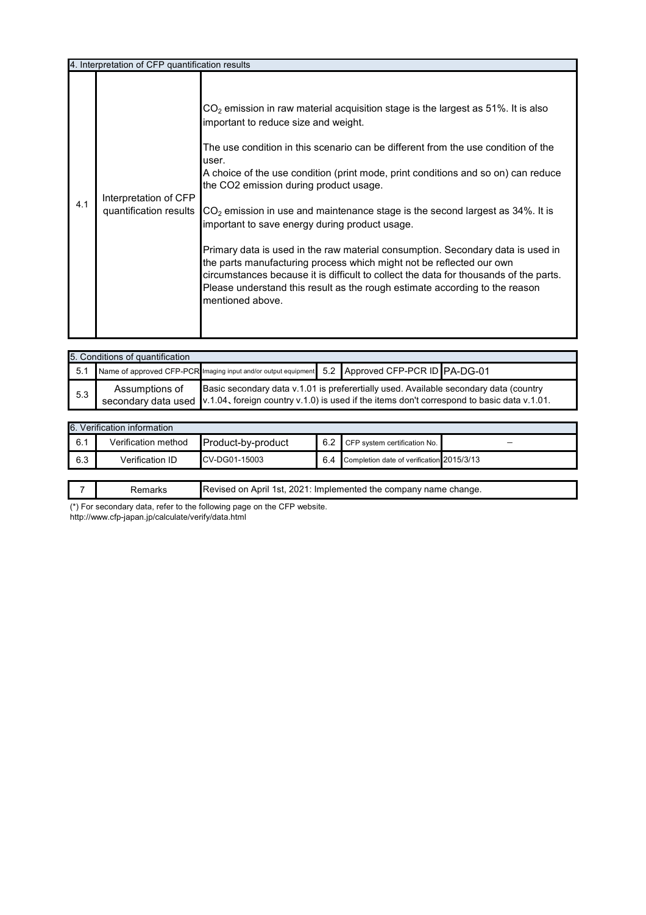| 4. Interpretation of CFP quantification results | | |
|---|---|---|
| 4.1 | Interpretation of CFP quantification results | $CO_2$ emission in raw material acquisition stage is the largest as 51%. It is also important to reduce size and weight.<br><br>The use condition in this scenario can be different from the use condition of the user.<br>A choice of the use condition (print mode, print conditions and so on) can reduce the CO2 emission during product usage.<br><br>$CO_2$ emission in use and maintenance stage is the second largest as 34%. It is important to save energy during product usage.<br><br>Primary data is used in the raw material consumption. Secondary data is used in the parts manufacturing process which might not be reflected our own circumstances because it is difficult to collect the data for thousands of the parts. Please understand this result as the rough estimate according to the reason mentioned above. |

| 5. Conditions of quantification | | | | | |
|---|---|---|---|---|---|
| 5.1 | Name of approved CFP-PCR | Imaging input and/or output equipment | 5.2 | Approved CFP-PCR ID | PA-DG-01 |
| 5.3 | Assumptions of secondary data used | Basic secondary data v.1.01 is preferertially used. Available secondary data (country v.1.04、foreign country v.1.0) is used if the items don't correspond to basic data v.1.01. | | | |

| 6. Verification information | | | | | |
|---|---|---|---|---|---|
| 6.1 | Verification method | Product-by-product | 6.2 | CFP system certification No. | – |
| 6.3 | Verification ID | CV-DG01-15003 | 6.4 | Completion date of verification | 2015/3/13 |

| | | |
|---|---|---|
| 7 | Remarks | Revised on April 1st, 2021: Implemented the company name change. |

(*) For secondary data, refer to the following page on the CFP website.
http://www.cfp-japan.jp/calculate/verify/data.html